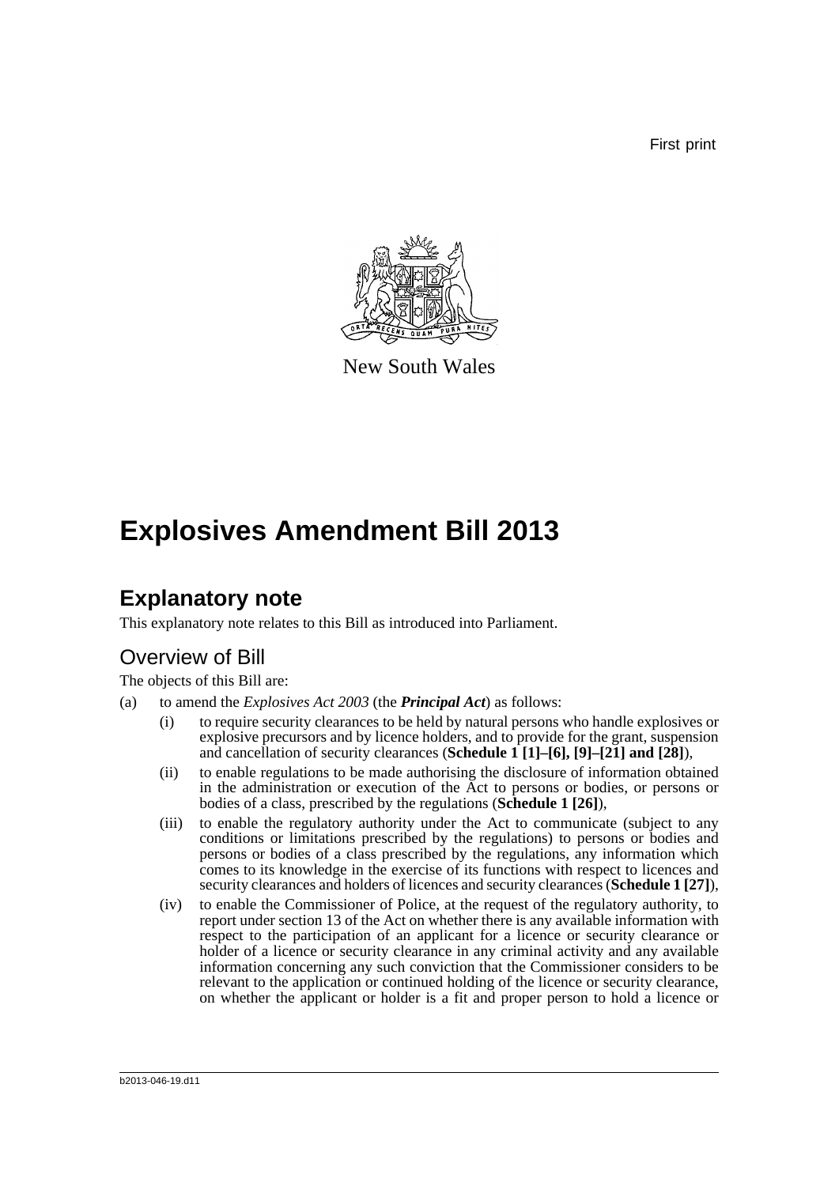First print

New South Wales

# Explosives Amendment Bill 2013

## Explanatory note

This explanatory note relates to this Bill as introduced into Parliament.

### Overview of Bill

The objects of this Bill are:

(a) to amend the *Explosives Act 2003* (the ***Principal Act***) as follows:

   (i) to require security clearances to be held by natural persons who handle explosives or explosive precursors and by licence holders, and to provide for the grant, suspension and cancellation of security clearances (**Schedule 1 [1]–[6], [9]–[21] and [28]**),

   (ii) to enable regulations to be made authorising the disclosure of information obtained in the administration or execution of the Act to persons or bodies, or persons or bodies of a class, prescribed by the regulations (**Schedule 1 [26]**),

   (iii) to enable the regulatory authority under the Act to communicate (subject to any conditions or limitations prescribed by the regulations) to persons or bodies and persons or bodies of a class prescribed by the regulations, any information which comes to its knowledge in the exercise of its functions with respect to licences and security clearances and holders of licences and security clearances (**Schedule 1 [27]**),

   (iv) to enable the Commissioner of Police, at the request of the regulatory authority, to report under section 13 of the Act on whether there is any available information with respect to the participation of an applicant for a licence or security clearance or holder of a licence or security clearance in any criminal activity and any available information concerning any such conviction that the Commissioner considers to be relevant to the application or continued holding of the licence or security clearance, on whether the applicant or holder is a fit and proper person to hold a licence or

b2013-046-19.d11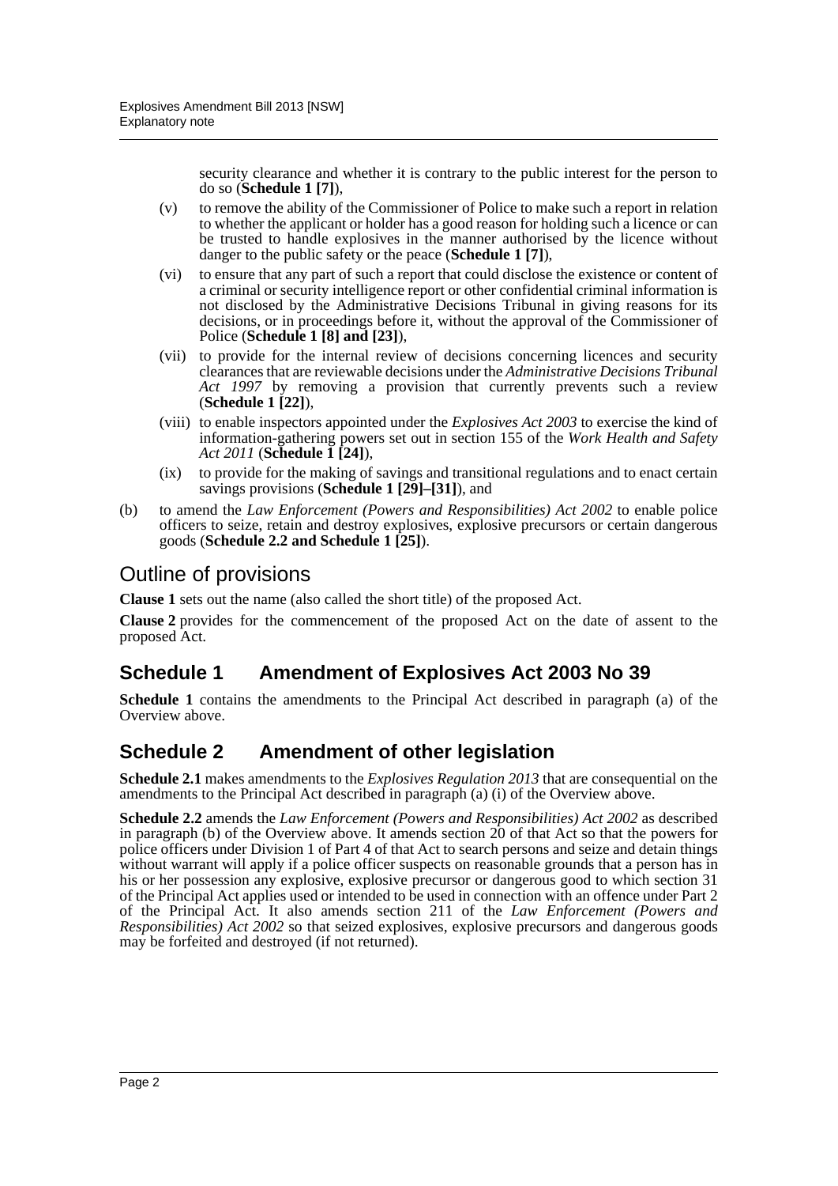security clearance and whether it is contrary to the public interest for the person to do so (**Schedule 1 [7]**),

(v) to remove the ability of the Commissioner of Police to make such a report in relation to whether the applicant or holder has a good reason for holding such a licence or can be trusted to handle explosives in the manner authorised by the licence without danger to the public safety or the peace (**Schedule 1 [7]**),

(vi) to ensure that any part of such a report that could disclose the existence or content of a criminal or security intelligence report or other confidential criminal information is not disclosed by the Administrative Decisions Tribunal in giving reasons for its decisions, or in proceedings before it, without the approval of the Commissioner of Police (**Schedule 1 [8] and [23]**),

(vii) to provide for the internal review of decisions concerning licences and security clearances that are reviewable decisions under the *Administrative Decisions Tribunal Act 1997* by removing a provision that currently prevents such a review (**Schedule 1 [22]**),

(viii) to enable inspectors appointed under the *Explosives Act 2003* to exercise the kind of information-gathering powers set out in section 155 of the *Work Health and Safety Act 2011* (**Schedule 1 [24]**),

(ix) to provide for the making of savings and transitional regulations and to enact certain savings provisions (**Schedule 1 [29]–[31]**), and

(b) to amend the *Law Enforcement (Powers and Responsibilities) Act 2002* to enable police officers to seize, retain and destroy explosives, explosive precursors or certain dangerous goods (**Schedule 2.2 and Schedule 1 [25]**).

## Outline of provisions

**Clause 1** sets out the name (also called the short title) of the proposed Act.

**Clause 2** provides for the commencement of the proposed Act on the date of assent to the proposed Act.

## Schedule 1 Amendment of Explosives Act 2003 No 39

**Schedule 1** contains the amendments to the Principal Act described in paragraph (a) of the Overview above.

## Schedule 2 Amendment of other legislation

**Schedule 2.1** makes amendments to the *Explosives Regulation 2013* that are consequential on the amendments to the Principal Act described in paragraph (a) (i) of the Overview above.

**Schedule 2.2** amends the *Law Enforcement (Powers and Responsibilities) Act 2002* as described in paragraph (b) of the Overview above. It amends section 20 of that Act so that the powers for police officers under Division 1 of Part 4 of that Act to search persons and seize and detain things without warrant will apply if a police officer suspects on reasonable grounds that a person has in his or her possession any explosive, explosive precursor or dangerous good to which section 31 of the Principal Act applies used or intended to be used in connection with an offence under Part 2 of the Principal Act. It also amends section 211 of the *Law Enforcement (Powers and Responsibilities) Act 2002* so that seized explosives, explosive precursors and dangerous goods may be forfeited and destroyed (if not returned).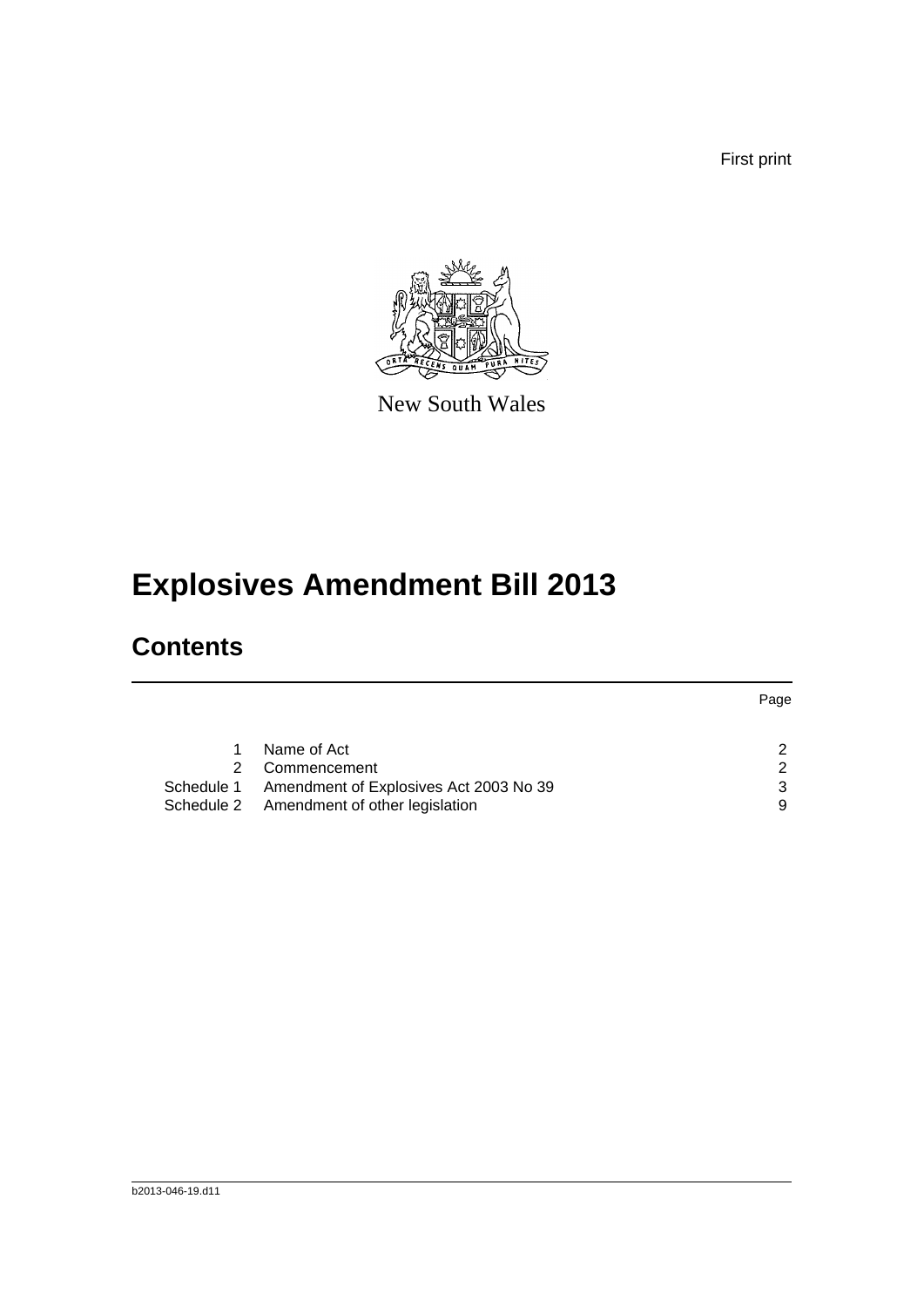First print

New South Wales

# Explosives Amendment Bill 2013

## Contents

| | | Page |
|---|---|---|
| 1 | Name of Act | 2 |
| 2 | Commencement | 2 |
| Schedule 1 | Amendment of Explosives Act 2003 No 39 | 3 |
| Schedule 2 | Amendment of other legislation | 9 |

b2013-046-19.d11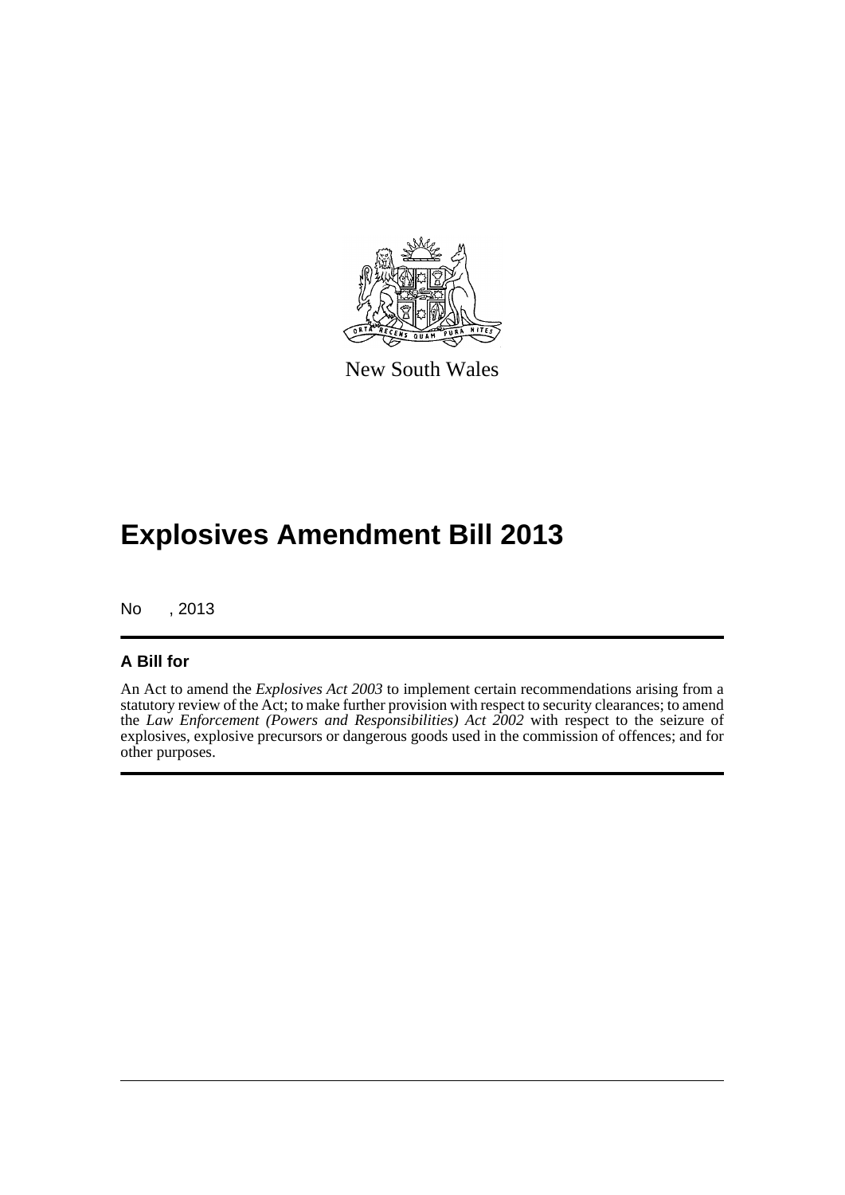New South Wales

# Explosives Amendment Bill 2013

No , 2013

## A Bill for

An Act to amend the *Explosives Act 2003* to implement certain recommendations arising from a statutory review of the Act; to make further provision with respect to security clearances; to amend the *Law Enforcement (Powers and Responsibilities) Act 2002* with respect to the seizure of explosives, explosive precursors or dangerous goods used in the commission of offences; and for other purposes.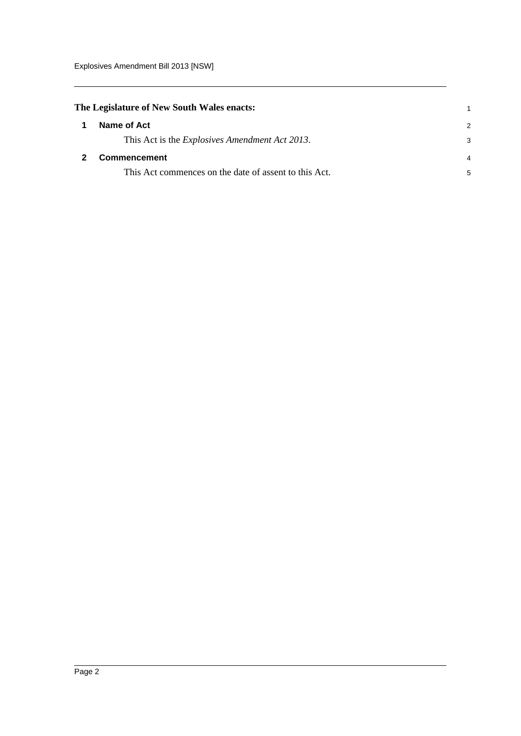**The Legislature of New South Wales enacts:**

## 1 Name of Act

This Act is the *Explosives Amendment Act 2013*.

## 2 Commencement

This Act commences on the date of assent to this Act.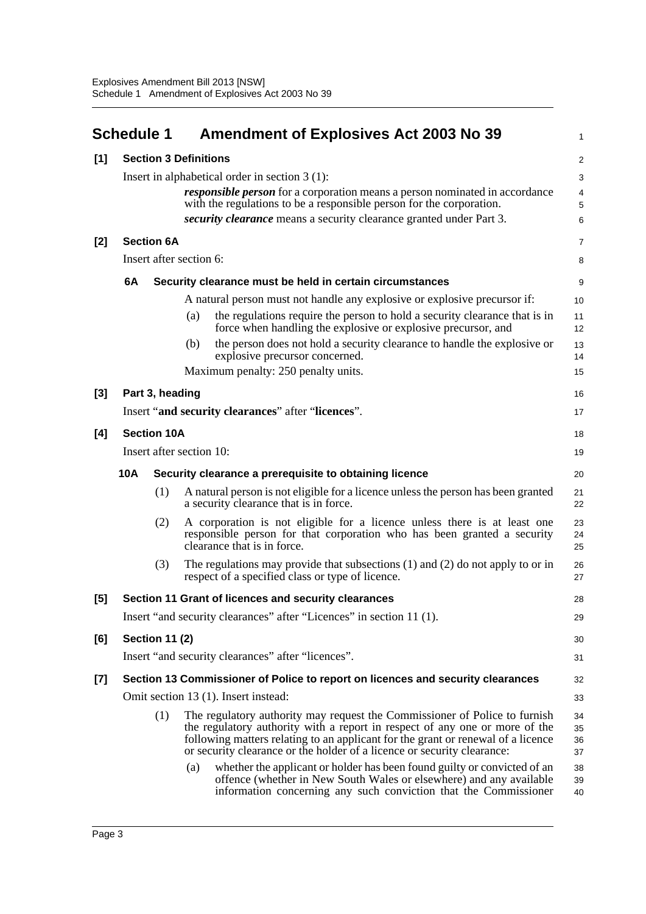## Schedule 1 Amendment of Explosives Act 2003 No 39

**[1] Section 3 Definitions**

Insert in alphabetical order in section 3 (1):

> ***responsible person*** for a corporation means a person nominated in accordance with the regulations to be a responsible person for the corporation.
>
> ***security clearance*** means a security clearance granted under Part 3.

**[2] Section 6A**

Insert after section 6:

> **6A Security clearance must be held in certain circumstances**
>
> A natural person must not handle any explosive or explosive precursor if:
>
> (a) the regulations require the person to hold a security clearance that is in force when handling the explosive or explosive precursor, and
>
> (b) the person does not hold a security clearance to handle the explosive or explosive precursor concerned.
>
> Maximum penalty: 250 penalty units.

**[3] Part 3, heading**

Insert "**and security clearances**" after "**licences**".

**[4] Section 10A**

Insert after section 10:

> **10A Security clearance a prerequisite to obtaining licence**
>
> (1) A natural person is not eligible for a licence unless the person has been granted a security clearance that is in force.
>
> (2) A corporation is not eligible for a licence unless there is at least one responsible person for that corporation who has been granted a security clearance that is in force.
>
> (3) The regulations may provide that subsections (1) and (2) do not apply to or in respect of a specified class or type of licence.

**[5] Section 11 Grant of licences and security clearances**

Insert "and security clearances" after "Licences" in section 11 (1).

**[6] Section 11 (2)**

Insert "and security clearances" after "licences".

**[7] Section 13 Commissioner of Police to report on licences and security clearances**

Omit section 13 (1). Insert instead:

> (1) The regulatory authority may request the Commissioner of Police to furnish the regulatory authority with a report in respect of any one or more of the following matters relating to an applicant for the grant or renewal of a licence or security clearance or the holder of a licence or security clearance:
>
> (a) whether the applicant or holder has been found guilty or convicted of an offence (whether in New South Wales or elsewhere) and any available information concerning any such conviction that the Commissioner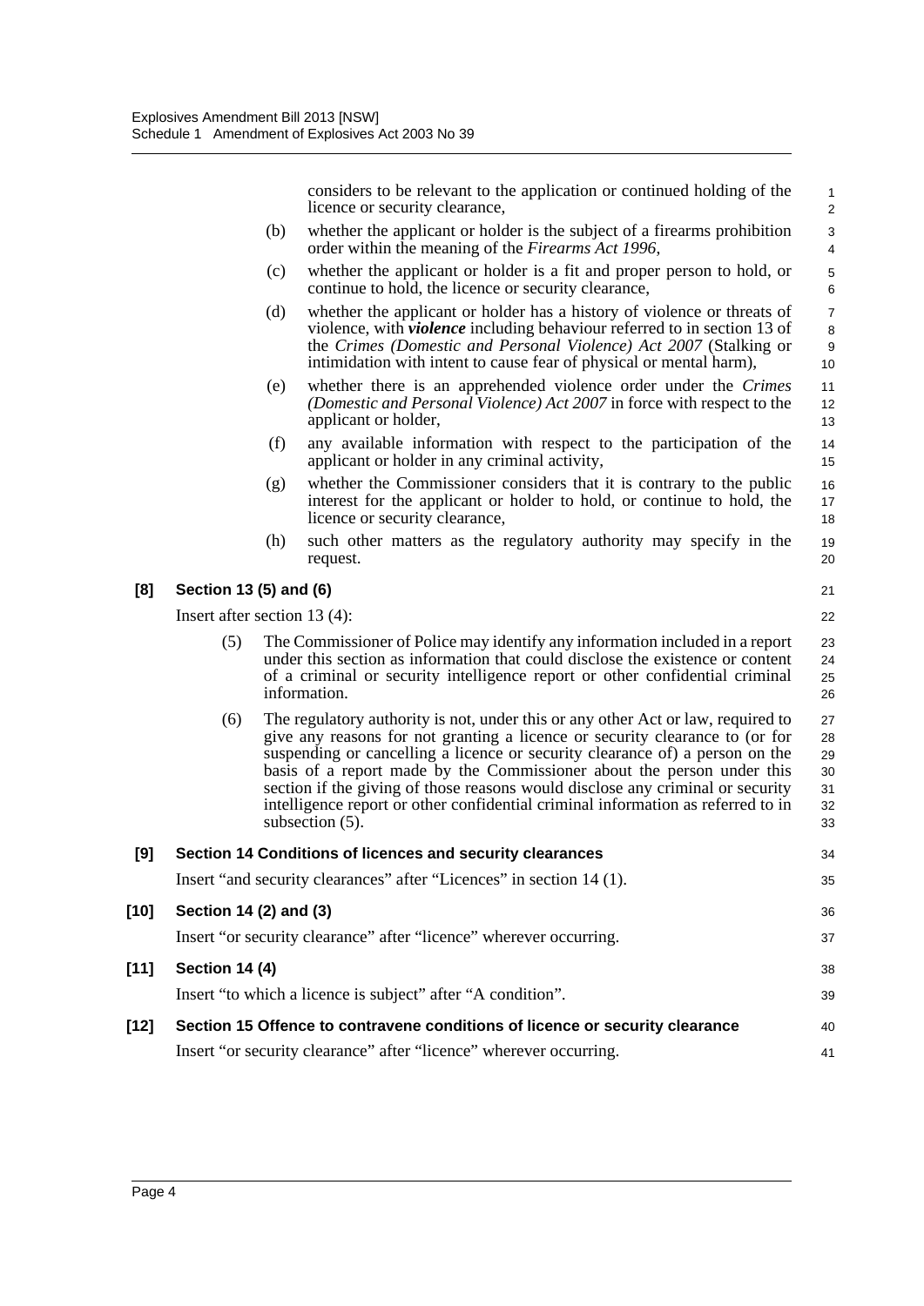considers to be relevant to the application or continued holding of the licence or security clearance,

(b) whether the applicant or holder is the subject of a firearms prohibition order within the meaning of the *Firearms Act 1996*,

(c) whether the applicant or holder is a fit and proper person to hold, or continue to hold, the licence or security clearance,

(d) whether the applicant or holder has a history of violence or threats of violence, with ***violence*** including behaviour referred to in section 13 of the *Crimes (Domestic and Personal Violence) Act 2007* (Stalking or intimidation with intent to cause fear of physical or mental harm),

(e) whether there is an apprehended violence order under the *Crimes (Domestic and Personal Violence) Act 2007* in force with respect to the applicant or holder,

(f) any available information with respect to the participation of the applicant or holder in any criminal activity,

(g) whether the Commissioner considers that it is contrary to the public interest for the applicant or holder to hold, or continue to hold, the licence or security clearance,

(h) such other matters as the regulatory authority may specify in the request.

**[8] Section 13 (5) and (6)**

Insert after section 13 (4):

(5) The Commissioner of Police may identify any information included in a report under this section as information that could disclose the existence or content of a criminal or security intelligence report or other confidential criminal information.

(6) The regulatory authority is not, under this or any other Act or law, required to give any reasons for not granting a licence or security clearance to (or for suspending or cancelling a licence or security clearance of) a person on the basis of a report made by the Commissioner about the person under this section if the giving of those reasons would disclose any criminal or security intelligence report or other confidential criminal information as referred to in subsection (5).

**[9] Section 14 Conditions of licences and security clearances**

Insert "and security clearances" after "Licences" in section 14 (1).

**[10] Section 14 (2) and (3)**

Insert "or security clearance" after "licence" wherever occurring.

**[11] Section 14 (4)**

Insert "to which a licence is subject" after "A condition".

**[12] Section 15 Offence to contravene conditions of licence or security clearance**

Insert "or security clearance" after "licence" wherever occurring.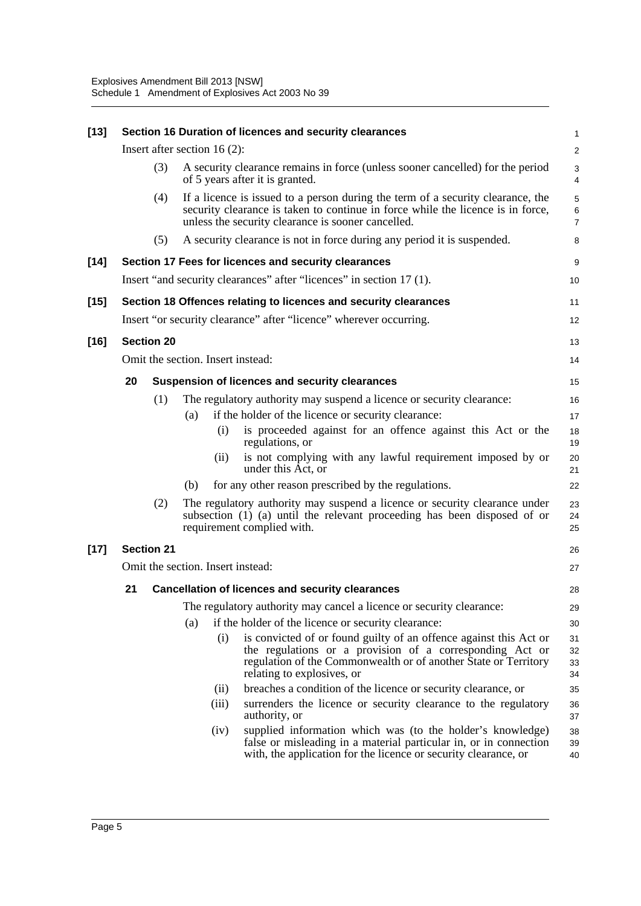**[13] Section 16 Duration of licences and security clearances**

Insert after section 16 (2):

(3) A security clearance remains in force (unless sooner cancelled) for the period of 5 years after it is granted.

(4) If a licence is issued to a person during the term of a security clearance, the security clearance is taken to continue in force while the licence is in force, unless the security clearance is sooner cancelled.

(5) A security clearance is not in force during any period it is suspended.

**[14] Section 17 Fees for licences and security clearances**

Insert "and security clearances" after "licences" in section 17 (1).

**[15] Section 18 Offences relating to licences and security clearances**

Insert "or security clearance" after "licence" wherever occurring.

**[16] Section 20**

Omit the section. Insert instead:

**20 Suspension of licences and security clearances**

(1) The regulatory authority may suspend a licence or security clearance:

(a) if the holder of the licence or security clearance:

(i) is proceeded against for an offence against this Act or the regulations, or

(ii) is not complying with any lawful requirement imposed by or under this Act, or

(b) for any other reason prescribed by the regulations.

(2) The regulatory authority may suspend a licence or security clearance under subsection (1) (a) until the relevant proceeding has been disposed of or requirement complied with.

**[17] Section 21**

Omit the section. Insert instead:

**21 Cancellation of licences and security clearances**

The regulatory authority may cancel a licence or security clearance:

(a) if the holder of the licence or security clearance:

(i) is convicted of or found guilty of an offence against this Act or the regulations or a provision of a corresponding Act or regulation of the Commonwealth or of another State or Territory relating to explosives, or

(ii) breaches a condition of the licence or security clearance, or

(iii) surrenders the licence or security clearance to the regulatory authority, or

(iv) supplied information which was (to the holder's knowledge) false or misleading in a material particular in, or in connection with, the application for the licence or security clearance, or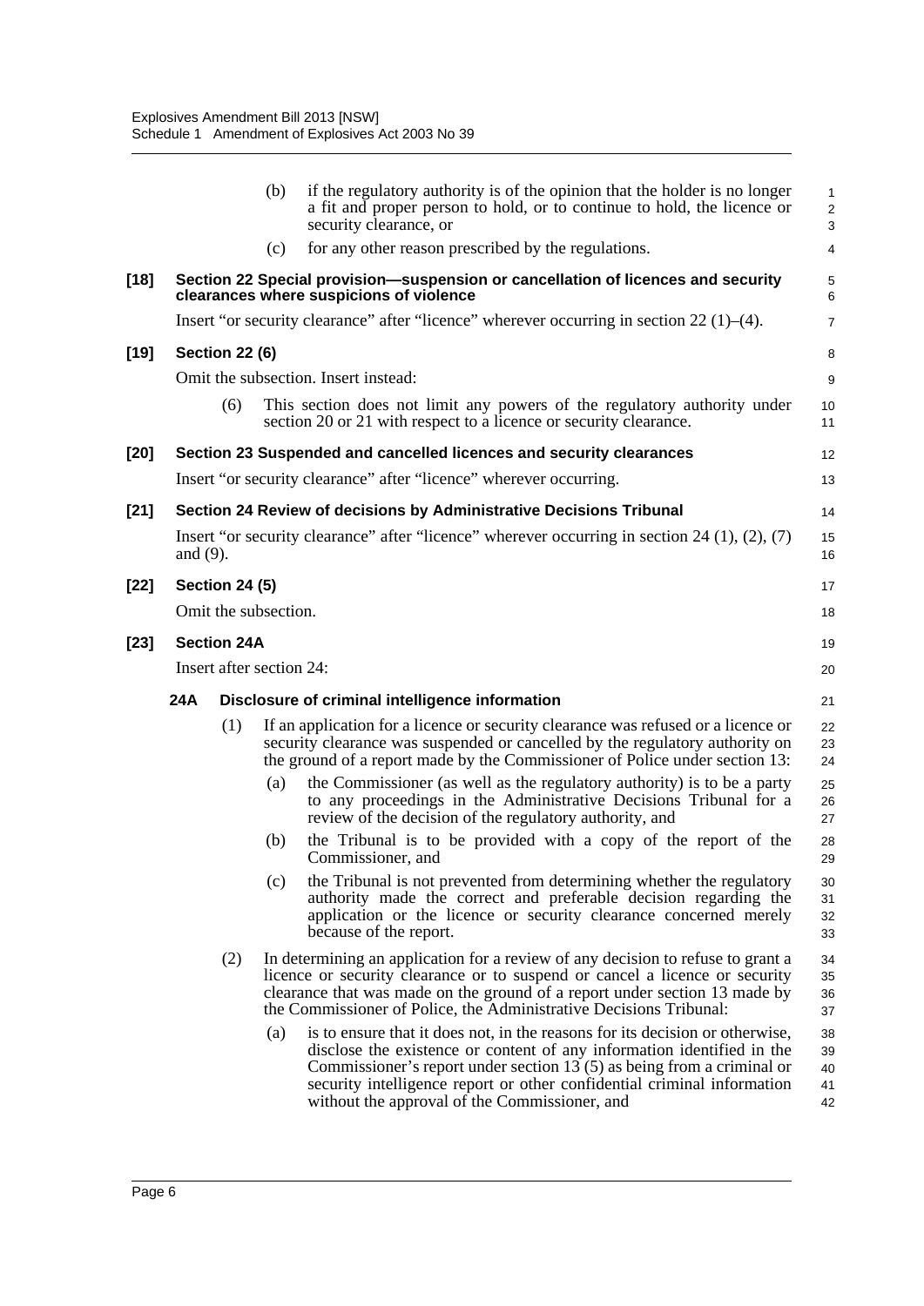(b) if the regulatory authority is of the opinion that the holder is no longer a fit and proper person to hold, or to continue to hold, the licence or security clearance, or

(c) for any other reason prescribed by the regulations.

**[18] Section 22 Special provision—suspension or cancellation of licences and security clearances where suspicions of violence**

Insert "or security clearance" after "licence" wherever occurring in section 22 (1)–(4).

**[19] Section 22 (6)**

Omit the subsection. Insert instead:

(6) This section does not limit any powers of the regulatory authority under section 20 or 21 with respect to a licence or security clearance.

**[20] Section 23 Suspended and cancelled licences and security clearances**

Insert "or security clearance" after "licence" wherever occurring.

**[21] Section 24 Review of decisions by Administrative Decisions Tribunal**

Insert "or security clearance" after "licence" wherever occurring in section 24 (1), (2), (7) and (9).

**[22] Section 24 (5)**

Omit the subsection.

**[23] Section 24A**

Insert after section 24:

**24A Disclosure of criminal intelligence information**

(1) If an application for a licence or security clearance was refused or a licence or security clearance was suspended or cancelled by the regulatory authority on the ground of a report made by the Commissioner of Police under section 13:

(a) the Commissioner (as well as the regulatory authority) is to be a party to any proceedings in the Administrative Decisions Tribunal for a review of the decision of the regulatory authority, and

(b) the Tribunal is to be provided with a copy of the report of the Commissioner, and

(c) the Tribunal is not prevented from determining whether the regulatory authority made the correct and preferable decision regarding the application or the licence or security clearance concerned merely because of the report.

(2) In determining an application for a review of any decision to refuse to grant a licence or security clearance or to suspend or cancel a licence or security clearance that was made on the ground of a report under section 13 made by the Commissioner of Police, the Administrative Decisions Tribunal:

(a) is to ensure that it does not, in the reasons for its decision or otherwise, disclose the existence or content of any information identified in the Commissioner's report under section 13 (5) as being from a criminal or security intelligence report or other confidential criminal information without the approval of the Commissioner, and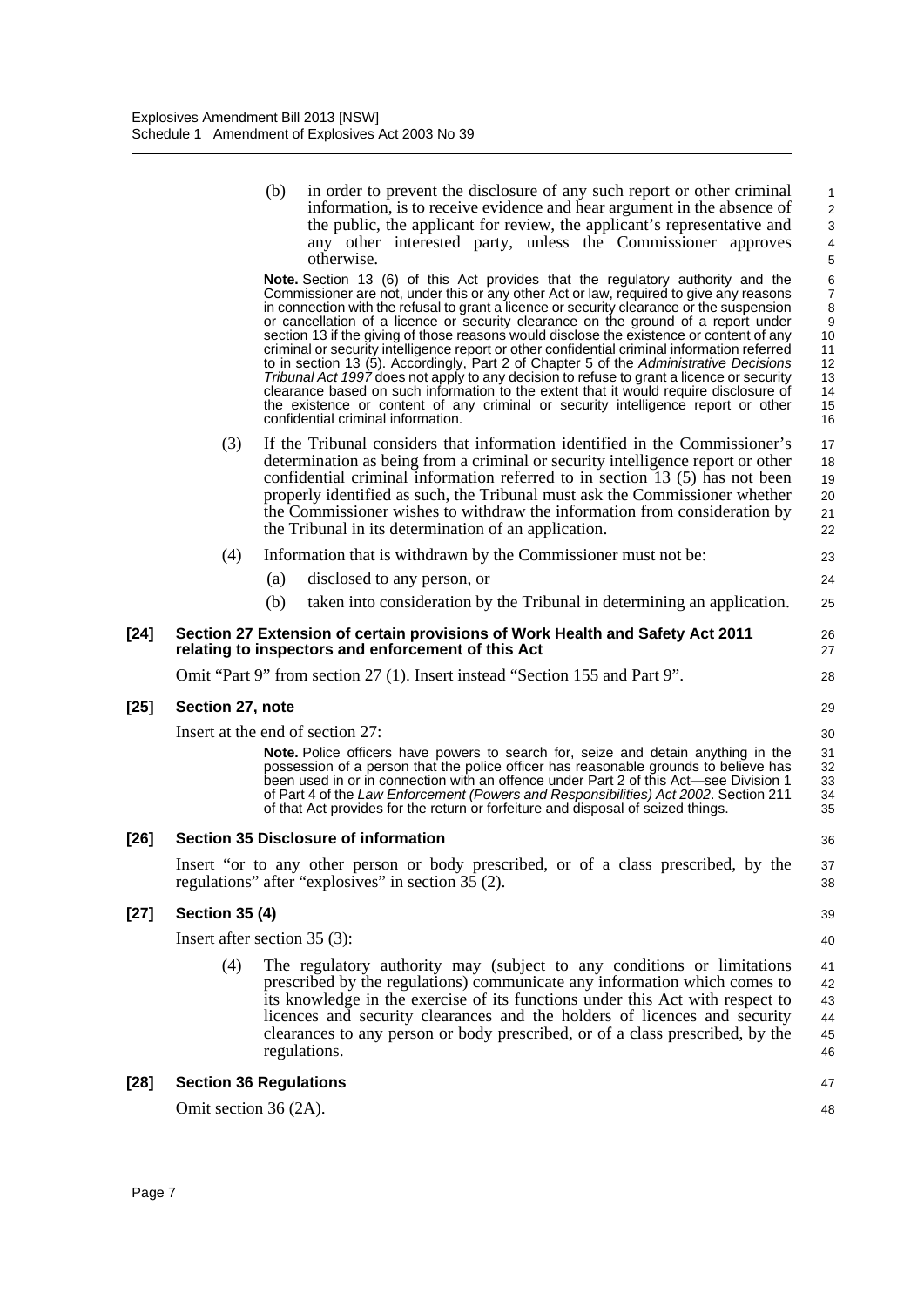(b) in order to prevent the disclosure of any such report or other criminal information, is to receive evidence and hear argument in the absence of the public, the applicant for review, the applicant's representative and any other interested party, unless the Commissioner approves otherwise.

**Note.** Section 13 (6) of this Act provides that the regulatory authority and the Commissioner are not, under this or any other Act or law, required to give any reasons in connection with the refusal to grant a licence or security clearance or the suspension or cancellation of a licence or security clearance on the ground of a report under section 13 if the giving of those reasons would disclose the existence or content of any criminal or security intelligence report or other confidential criminal information referred to in section 13 (5). Accordingly, Part 2 of Chapter 5 of the *Administrative Decisions Tribunal Act 1997* does not apply to any decision to refuse to grant a licence or security clearance based on such information to the extent that it would require disclosure of the existence or content of any criminal or security intelligence report or other confidential criminal information.

(3) If the Tribunal considers that information identified in the Commissioner's determination as being from a criminal or security intelligence report or other confidential criminal information referred to in section 13 (5) has not been properly identified as such, the Tribunal must ask the Commissioner whether the Commissioner wishes to withdraw the information from consideration by the Tribunal in its determination of an application.

(4) Information that is withdrawn by the Commissioner must not be:

(a) disclosed to any person, or

(b) taken into consideration by the Tribunal in determining an application.

### [24] Section 27 Extension of certain provisions of Work Health and Safety Act 2011 relating to inspectors and enforcement of this Act

Omit "Part 9" from section 27 (1). Insert instead "Section 155 and Part 9".

### [25] Section 27, note

Insert at the end of section 27:

**Note.** Police officers have powers to search for, seize and detain anything in the possession of a person that the police officer has reasonable grounds to believe has been used in or in connection with an offence under Part 2 of this Act—see Division 1 of Part 4 of the *Law Enforcement (Powers and Responsibilities) Act 2002*. Section 211 of that Act provides for the return or forfeiture and disposal of seized things.

### [26] Section 35 Disclosure of information

Insert "or to any other person or body prescribed, or of a class prescribed, by the regulations" after "explosives" in section 35 (2).

### [27] Section 35 (4)

Insert after section 35 (3):

(4) The regulatory authority may (subject to any conditions or limitations prescribed by the regulations) communicate any information which comes to its knowledge in the exercise of its functions under this Act with respect to licences and security clearances and the holders of licences and security clearances to any person or body prescribed, or of a class prescribed, by the regulations.

### [28] Section 36 Regulations

Omit section 36 (2A).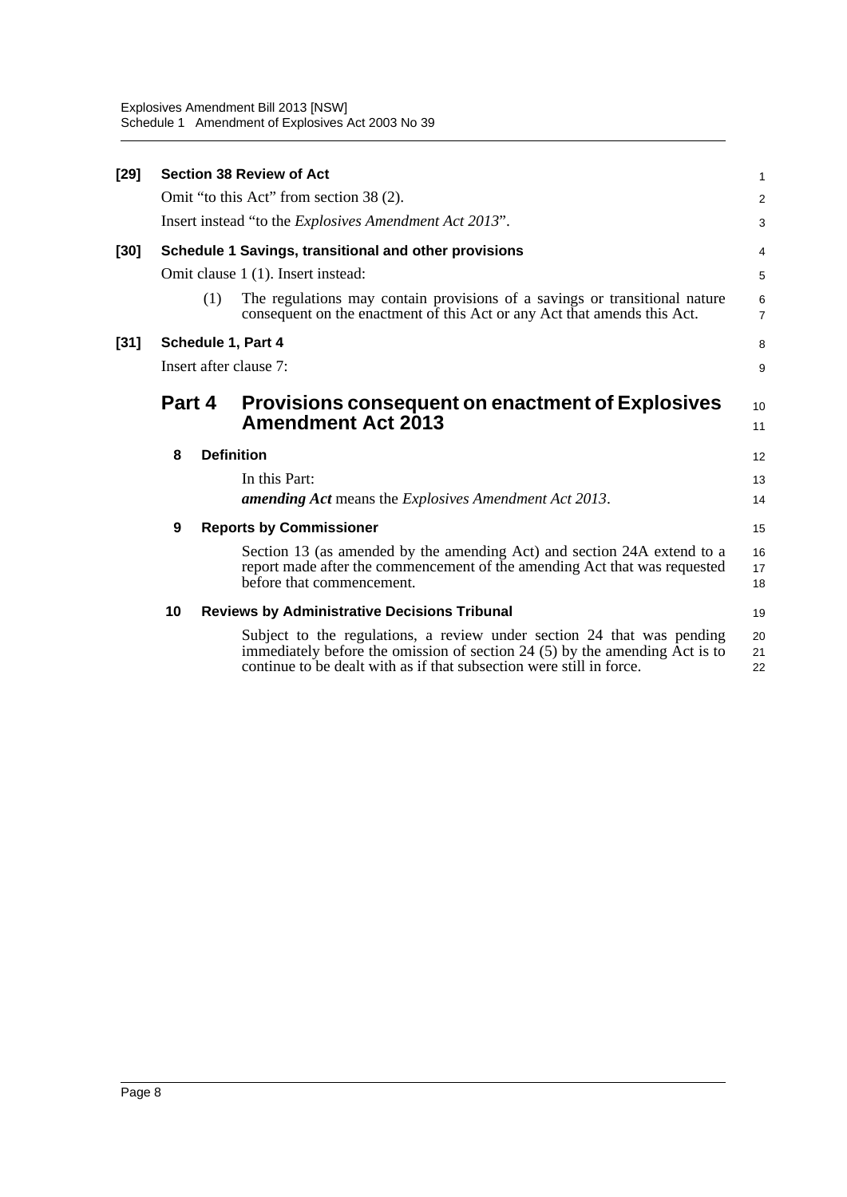**[29] Section 38 Review of Act**

Omit "to this Act" from section 38 (2).

Insert instead "to the *Explosives Amendment Act 2013*".

**[30] Schedule 1 Savings, transitional and other provisions**

Omit clause 1 (1). Insert instead:

(1) The regulations may contain provisions of a savings or transitional nature consequent on the enactment of this Act or any Act that amends this Act.

**[31] Schedule 1, Part 4**

Insert after clause 7:

## Part 4 Provisions consequent on enactment of Explosives Amendment Act 2013

### 8 Definition

In this Part:

***amending Act*** means the *Explosives Amendment Act 2013*.

### 9 Reports by Commissioner

Section 13 (as amended by the amending Act) and section 24A extend to a report made after the commencement of the amending Act that was requested before that commencement.

### 10 Reviews by Administrative Decisions Tribunal

Subject to the regulations, a review under section 24 that was pending immediately before the omission of section 24 (5) by the amending Act is to continue to be dealt with as if that subsection were still in force.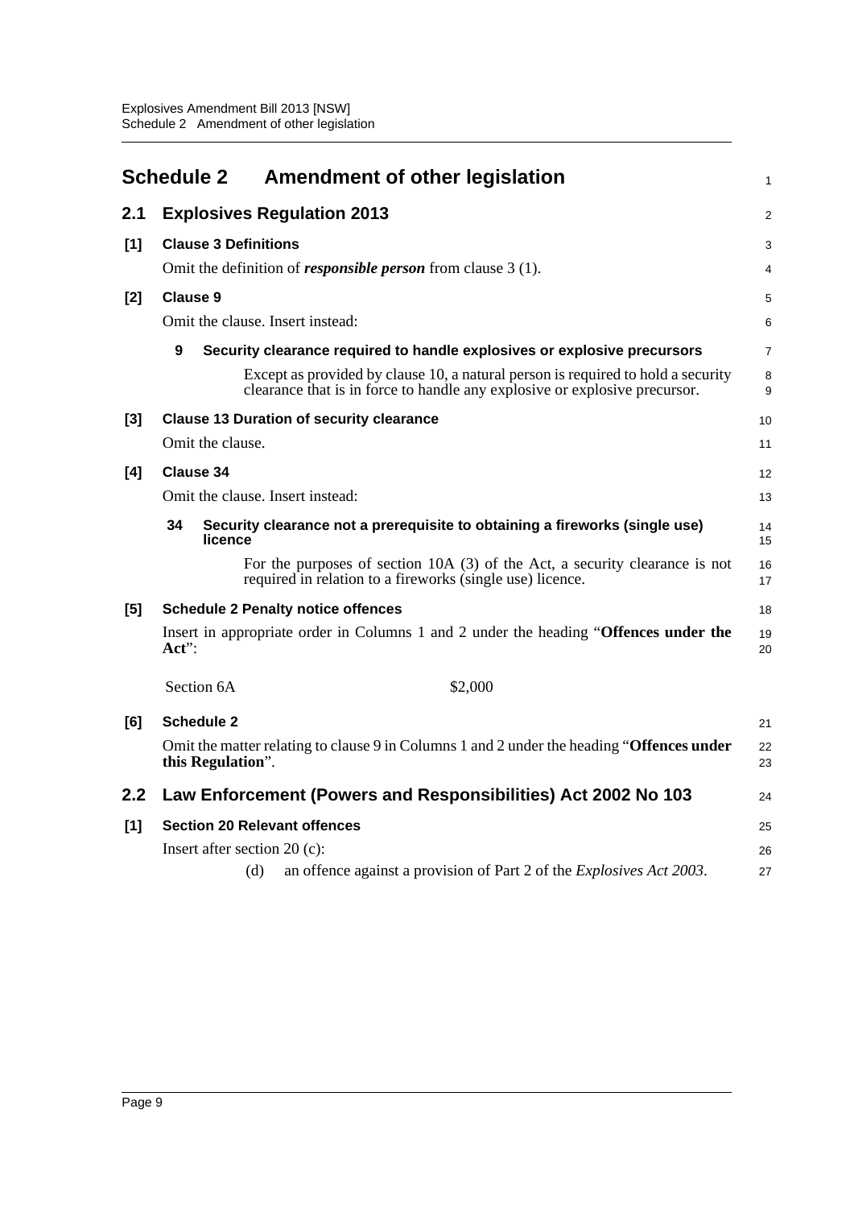# Schedule 2 Amendment of other legislation

## 2.1 Explosives Regulation 2013

**[1] Clause 3 Definitions**

Omit the definition of ***responsible person*** from clause 3 (1).

**[2] Clause 9**

Omit the clause. Insert instead:

**9 Security clearance required to handle explosives or explosive precursors**

Except as provided by clause 10, a natural person is required to hold a security clearance that is in force to handle any explosive or explosive precursor.

**[3] Clause 13 Duration of security clearance**

Omit the clause.

**[4] Clause 34**

Omit the clause. Insert instead:

**34 Security clearance not a prerequisite to obtaining a fireworks (single use) licence**

For the purposes of section 10A (3) of the Act, a security clearance is not required in relation to a fireworks (single use) licence.

**[5] Schedule 2 Penalty notice offences**

Insert in appropriate order in Columns 1 and 2 under the heading "**Offences under the Act**":

| | |
|---|---|
| Section 6A | $2,000 |

**[6] Schedule 2**

Omit the matter relating to clause 9 in Columns 1 and 2 under the heading "**Offences under this Regulation**".

## 2.2 Law Enforcement (Powers and Responsibilities) Act 2002 No 103

**[1] Section 20 Relevant offences**

Insert after section 20 (c):

(d) an offence against a provision of Part 2 of the *Explosives Act 2003*.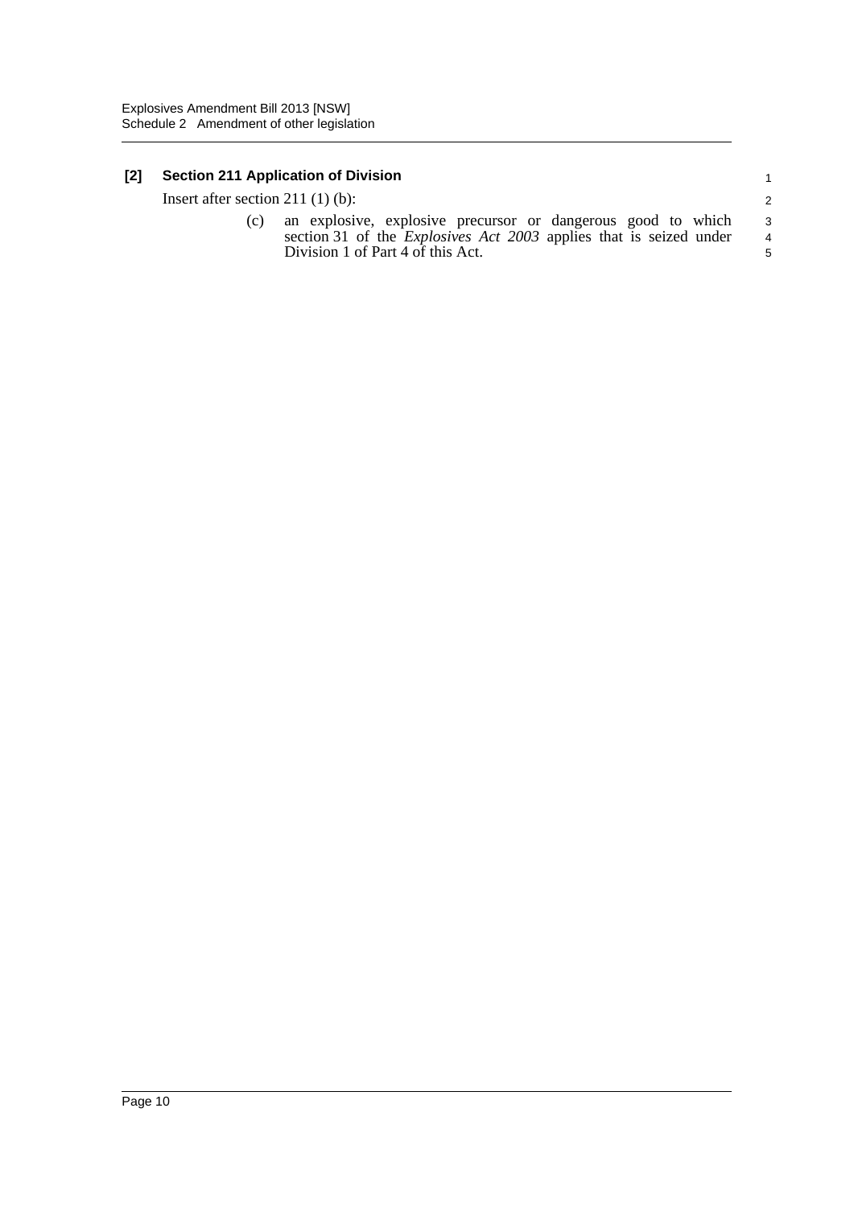**[2] Section 211 Application of Division**

Insert after section 211 (1) (b):

> (c) an explosive, explosive precursor or dangerous good to which section 31 of the *Explosives Act 2003* applies that is seized under Division 1 of Part 4 of this Act.